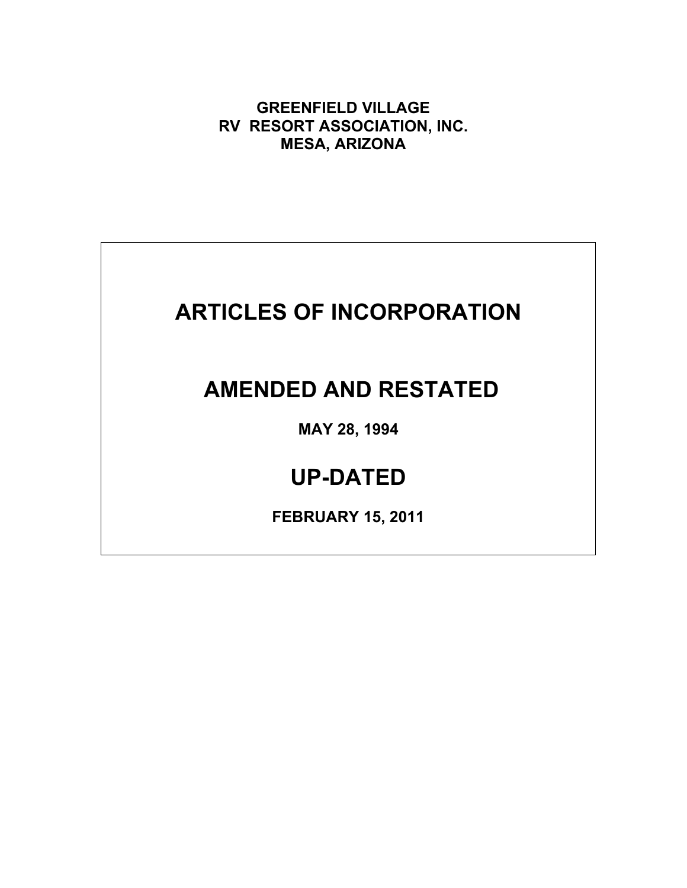**GREENFIELD VILLAGE**
**RV RESORT ASSOCIATION, INC.**
**MESA, ARIZONA**

# ARTICLES OF INCORPORATION

# AMENDED AND RESTATED

**MAY 28, 1994**

# UP-DATED

**FEBRUARY 15, 2011**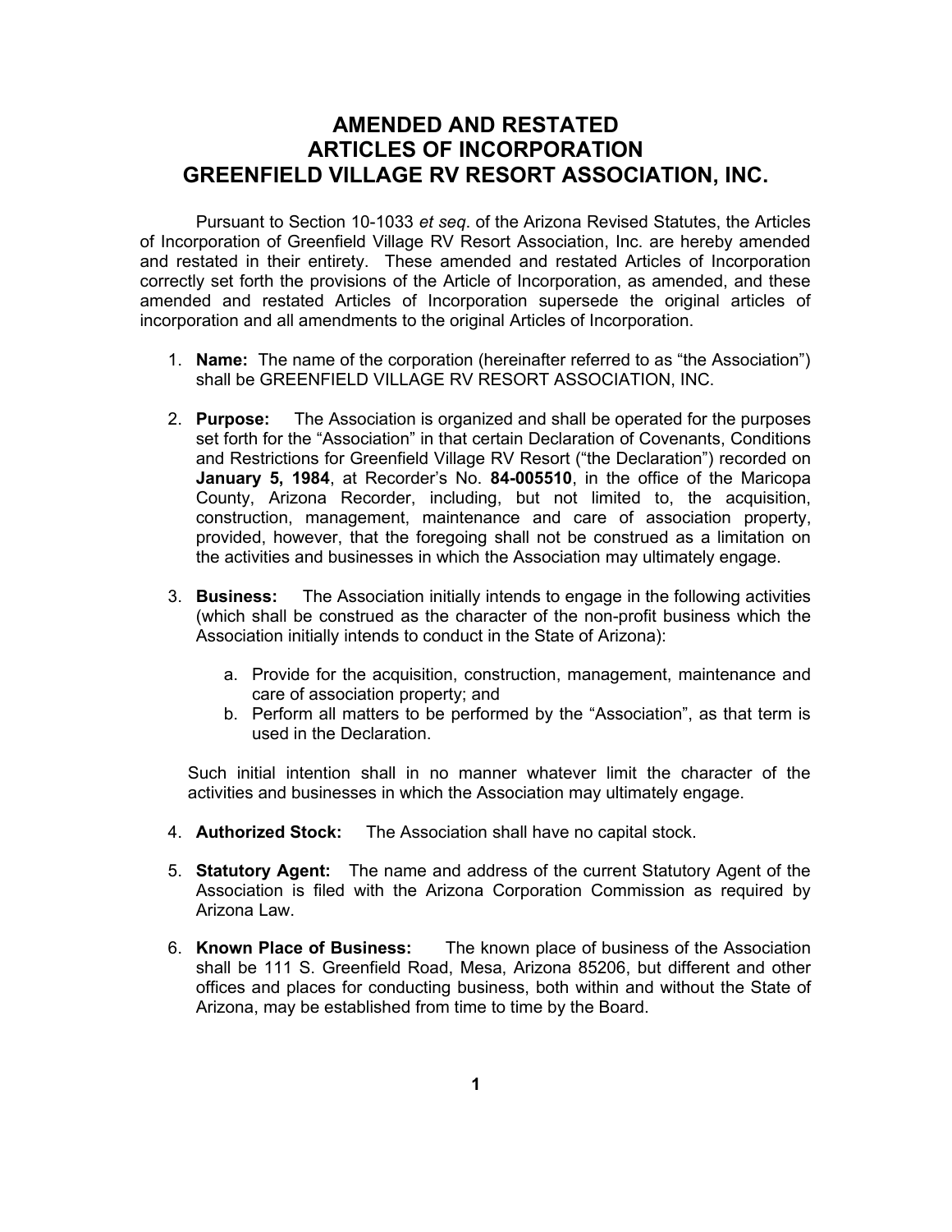# AMENDED AND RESTATED ARTICLES OF INCORPORATION GREENFIELD VILLAGE RV RESORT ASSOCIATION, INC.

Pursuant to Section 10-1033 *et seq*. of the Arizona Revised Statutes, the Articles of Incorporation of Greenfield Village RV Resort Association, Inc. are hereby amended and restated in their entirety. These amended and restated Articles of Incorporation correctly set forth the provisions of the Article of Incorporation, as amended, and these amended and restated Articles of Incorporation supersede the original articles of incorporation and all amendments to the original Articles of Incorporation.

1. **Name:** The name of the corporation (hereinafter referred to as "the Association") shall be GREENFIELD VILLAGE RV RESORT ASSOCIATION, INC.

2. **Purpose:** The Association is organized and shall be operated for the purposes set forth for the "Association" in that certain Declaration of Covenants, Conditions and Restrictions for Greenfield Village RV Resort ("the Declaration") recorded on **January 5, 1984**, at Recorder's No. **84-005510**, in the office of the Maricopa County, Arizona Recorder, including, but not limited to, the acquisition, construction, management, maintenance and care of association property, provided, however, that the foregoing shall not be construed as a limitation on the activities and businesses in which the Association may ultimately engage.

3. **Business:** The Association initially intends to engage in the following activities (which shall be construed as the character of the non-profit business which the Association initially intends to conduct in the State of Arizona):

   a. Provide for the acquisition, construction, management, maintenance and care of association property; and
   b. Perform all matters to be performed by the "Association", as that term is used in the Declaration.

   Such initial intention shall in no manner whatever limit the character of the activities and businesses in which the Association may ultimately engage.

4. **Authorized Stock:** The Association shall have no capital stock.

5. **Statutory Agent:** The name and address of the current Statutory Agent of the Association is filed with the Arizona Corporation Commission as required by Arizona Law.

6. **Known Place of Business:** The known place of business of the Association shall be 111 S. Greenfield Road, Mesa, Arizona 85206, but different and other offices and places for conducting business, both within and without the State of Arizona, may be established from time to time by the Board.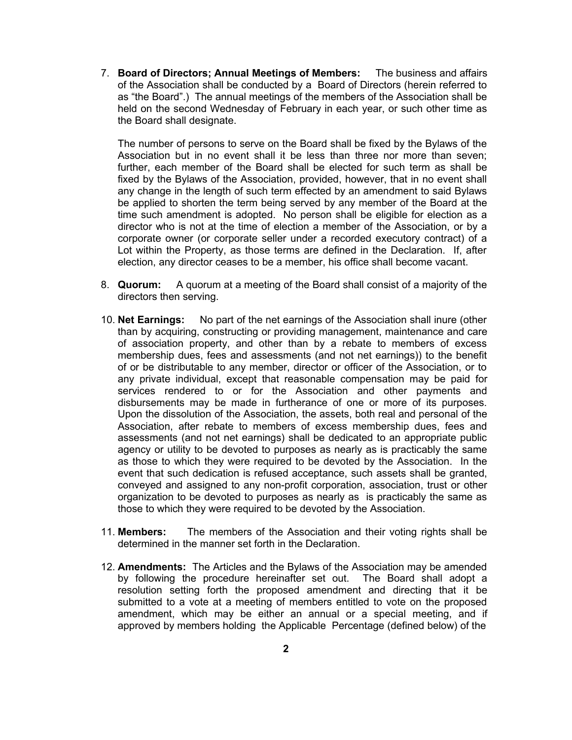7. **Board of Directors; Annual Meetings of Members:** The business and affairs of the Association shall be conducted by a Board of Directors (herein referred to as "the Board".) The annual meetings of the members of the Association shall be held on the second Wednesday of February in each year, or such other time as the Board shall designate.

   The number of persons to serve on the Board shall be fixed by the Bylaws of the Association but in no event shall it be less than three nor more than seven; further, each member of the Board shall be elected for such term as shall be fixed by the Bylaws of the Association, provided, however, that in no event shall any change in the length of such term effected by an amendment to said Bylaws be applied to shorten the term being served by any member of the Board at the time such amendment is adopted. No person shall be eligible for election as a director who is not at the time of election a member of the Association, or by a corporate owner (or corporate seller under a recorded executory contract) of a Lot within the Property, as those terms are defined in the Declaration. If, after election, any director ceases to be a member, his office shall become vacant.

8. **Quorum:** A quorum at a meeting of the Board shall consist of a majority of the directors then serving.

10. **Net Earnings:** No part of the net earnings of the Association shall inure (other than by acquiring, constructing or providing management, maintenance and care of association property, and other than by a rebate to members of excess membership dues, fees and assessments (and not net earnings)) to the benefit of or be distributable to any member, director or officer of the Association, or to any private individual, except that reasonable compensation may be paid for services rendered to or for the Association and other payments and disbursements may be made in furtherance of one or more of its purposes. Upon the dissolution of the Association, the assets, both real and personal of the Association, after rebate to members of excess membership dues, fees and assessments (and not net earnings) shall be dedicated to an appropriate public agency or utility to be devoted to purposes as nearly as is practicably the same as those to which they were required to be devoted by the Association. In the event that such dedication is refused acceptance, such assets shall be granted, conveyed and assigned to any non-profit corporation, association, trust or other organization to be devoted to purposes as nearly as is practicably the same as those to which they were required to be devoted by the Association.

11. **Members:** The members of the Association and their voting rights shall be determined in the manner set forth in the Declaration.

12. **Amendments:** The Articles and the Bylaws of the Association may be amended by following the procedure hereinafter set out. The Board shall adopt a resolution setting forth the proposed amendment and directing that it be submitted to a vote at a meeting of members entitled to vote on the proposed amendment, which may be either an annual or a special meeting, and if approved by members holding the Applicable Percentage (defined below) of the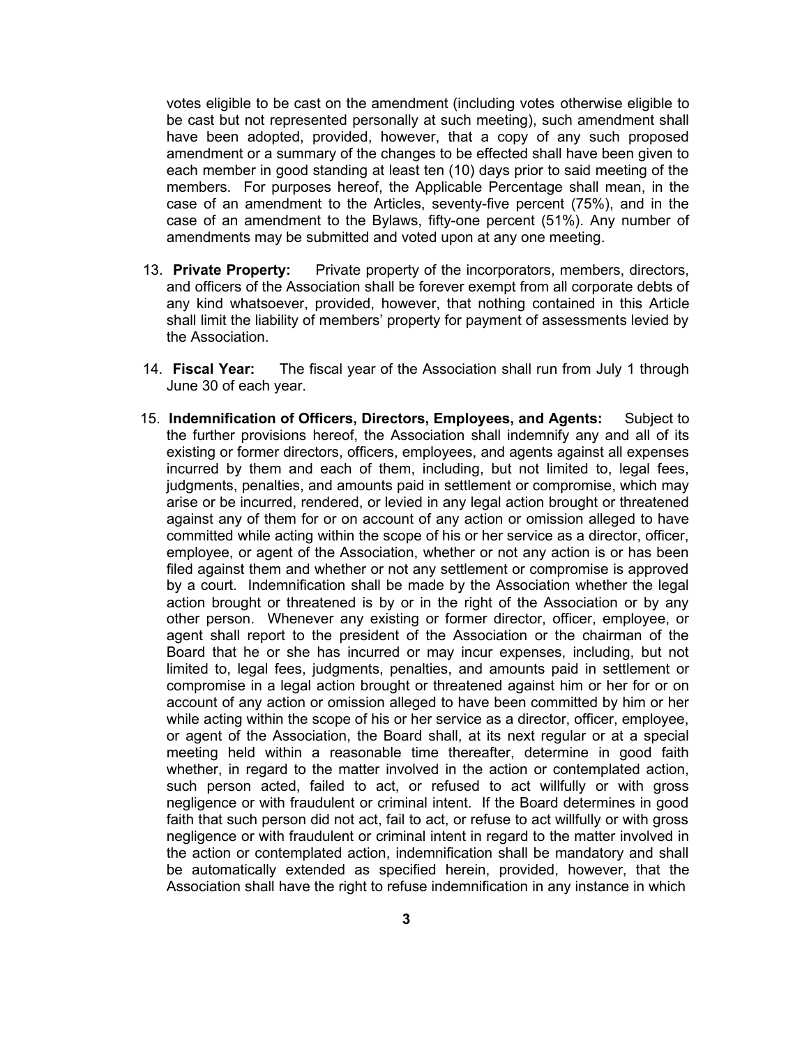votes eligible to be cast on the amendment (including votes otherwise eligible to be cast but not represented personally at such meeting), such amendment shall have been adopted, provided, however, that a copy of any such proposed amendment or a summary of the changes to be effected shall have been given to each member in good standing at least ten (10) days prior to said meeting of the members. For purposes hereof, the Applicable Percentage shall mean, in the case of an amendment to the Articles, seventy-five percent (75%), and in the case of an amendment to the Bylaws, fifty-one percent (51%). Any number of amendments may be submitted and voted upon at any one meeting.

13. **Private Property:** Private property of the incorporators, members, directors, and officers of the Association shall be forever exempt from all corporate debts of any kind whatsoever, provided, however, that nothing contained in this Article shall limit the liability of members' property for payment of assessments levied by the Association.

14. **Fiscal Year:** The fiscal year of the Association shall run from July 1 through June 30 of each year.

15. **Indemnification of Officers, Directors, Employees, and Agents:** Subject to the further provisions hereof, the Association shall indemnify any and all of its existing or former directors, officers, employees, and agents against all expenses incurred by them and each of them, including, but not limited to, legal fees, judgments, penalties, and amounts paid in settlement or compromise, which may arise or be incurred, rendered, or levied in any legal action brought or threatened against any of them for or on account of any action or omission alleged to have committed while acting within the scope of his or her service as a director, officer, employee, or agent of the Association, whether or not any action is or has been filed against them and whether or not any settlement or compromise is approved by a court. Indemnification shall be made by the Association whether the legal action brought or threatened is by or in the right of the Association or by any other person. Whenever any existing or former director, officer, employee, or agent shall report to the president of the Association or the chairman of the Board that he or she has incurred or may incur expenses, including, but not limited to, legal fees, judgments, penalties, and amounts paid in settlement or compromise in a legal action brought or threatened against him or her for or on account of any action or omission alleged to have been committed by him or her while acting within the scope of his or her service as a director, officer, employee, or agent of the Association, the Board shall, at its next regular or at a special meeting held within a reasonable time thereafter, determine in good faith whether, in regard to the matter involved in the action or contemplated action, such person acted, failed to act, or refused to act willfully or with gross negligence or with fraudulent or criminal intent. If the Board determines in good faith that such person did not act, fail to act, or refuse to act willfully or with gross negligence or with fraudulent or criminal intent in regard to the matter involved in the action or contemplated action, indemnification shall be mandatory and shall be automatically extended as specified herein, provided, however, that the Association shall have the right to refuse indemnification in any instance in which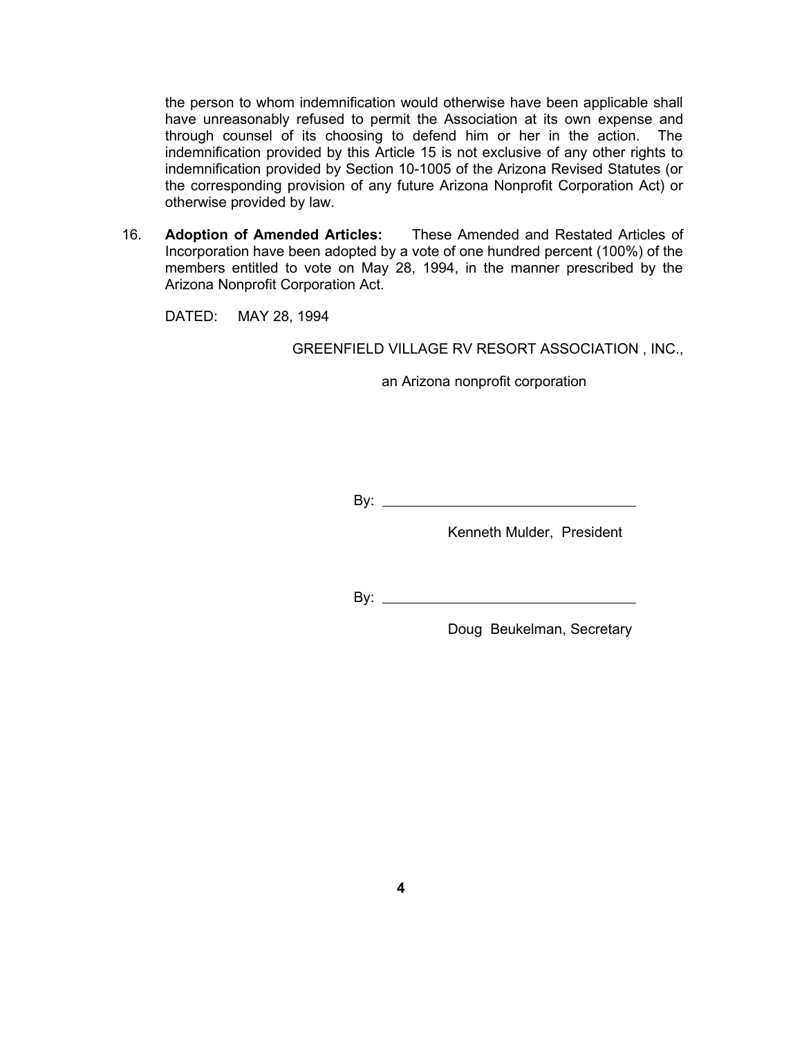the person to whom indemnification would otherwise have been applicable shall have unreasonably refused to permit the Association at its own expense and through counsel of its choosing to defend him or her in the action. The indemnification provided by this Article 15 is not exclusive of any other rights to indemnification provided by Section 10-1005 of the Arizona Revised Statutes (or the corresponding provision of any future Arizona Nonprofit Corporation Act) or otherwise provided by law.

16. **Adoption of Amended Articles:** These Amended and Restated Articles of Incorporation have been adopted by a vote of one hundred percent (100%) of the members entitled to vote on May 28, 1994, in the manner prescribed by the Arizona Nonprofit Corporation Act.

DATED: MAY 28, 1994

GREENFIELD VILLAGE RV RESORT ASSOCIATION , INC.,

an Arizona nonprofit corporation

By: ________________________________

Kenneth Mulder, President

By: ________________________________

Doug Beukelman, Secretary